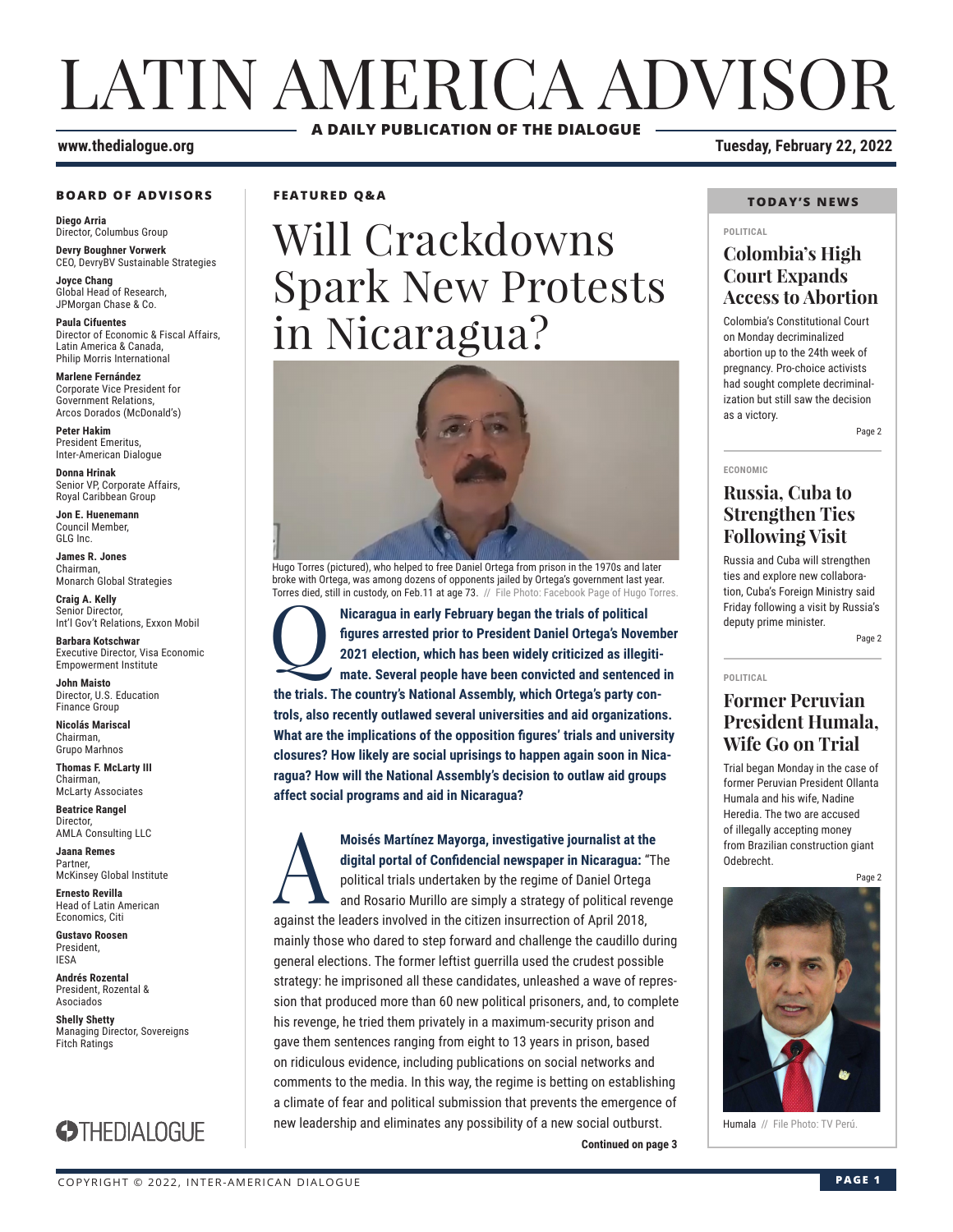# LATIN AMERICA ADVISOR

**A DAILY PUBLICATION OF THE DIALOGUE**

**www.thedialogue.org** **Tuesday, February 22, 2022**

### BOARD OF ADVISORS

**Diego Arria**
Director, Columbus Group

**Devry Boughner Vorwerk**
CEO, DevryBV Sustainable Strategies

**Joyce Chang**
Global Head of Research, JPMorgan Chase & Co.

**Paula Cifuentes**
Director of Economic & Fiscal Affairs, Latin America & Canada, Philip Morris International

**Marlene Fernández**
Corporate Vice President for Government Relations, Arcos Dorados (McDonald's)

**Peter Hakim**
President Emeritus, Inter-American Dialogue

**Donna Hrinak**
Senior VP, Corporate Affairs, Royal Caribbean Group

**Jon E. Huenemann**
Council Member, GLG Inc.

**James R. Jones**
Chairman, Monarch Global Strategies

**Craig A. Kelly**
Senior Director, Int'l Gov't Relations, Exxon Mobil

**Barbara Kotschwar**
Executive Director, Visa Economic Empowerment Institute

**John Maisto**
Director, U.S. Education Finance Group

**Nicolás Mariscal**
Chairman, Grupo Marhnos

**Thomas F. McLarty III**
Chairman, McLarty Associates

**Beatrice Rangel**
Director, AMLA Consulting LLC

**Jaana Remes**
Partner, McKinsey Global Institute

**Ernesto Revilla**
Head of Latin American Economics, Citi

**Gustavo Roosen**
President, IESA

**Andrés Rozental**
President, Rozental & Asociados

**Shelly Shetty**
Managing Director, Sovereigns Fitch Ratings

THEDIALOGUE

**FEATURED Q&A**

# Will Crackdowns Spark New Protests in Nicaragua?

Hugo Torres (pictured), who helped to free Daniel Ortega from prison in the 1970s and later broke with Ortega, was among dozens of opponents jailed by Ortega's government last year. Torres died, still in custody, on Feb.11 at age 73. // File Photo: Facebook Page of Hugo Torres.

**Q: Nicaragua in early February began the trials of political figures arrested prior to President Daniel Ortega's November 2021 election, which has been widely criticized as illegitimate. Several people have been convicted and sentenced in the trials. The country's National Assembly, which Ortega's party controls, also recently outlawed several universities and aid organizations. What are the implications of the opposition figures' trials and university closures? How likely are social uprisings to happen again soon in Nicaragua? How will the National Assembly's decision to outlaw aid groups affect social programs and aid in Nicaragua?**

**A: Moisés Martínez Mayorga, investigative journalist at the digital portal of Confidencial newspaper in Nicaragua:** "The political trials undertaken by the regime of Daniel Ortega and Rosario Murillo are simply a strategy of political revenge against the leaders involved in the citizen insurrection of April 2018, mainly those who dared to step forward and challenge the caudillo during general elections. The former leftist guerrilla used the crudest possible strategy: he imprisoned all these candidates, unleashed a wave of repression that produced more than 60 new political prisoners, and, to complete his revenge, he tried them privately in a maximum-security prison and gave them sentences ranging from eight to 13 years in prison, based on ridiculous evidence, including publications on social networks and comments to the media. In this way, the regime is betting on establishing a climate of fear and political submission that prevents the emergence of new leadership and eliminates any possibility of a new social outburst.

**Continued on page 3**

### TODAY'S NEWS

POLITICAL

## Colombia's High Court Expands Access to Abortion

Colombia's Constitutional Court on Monday decriminalized abortion up to the 24th week of pregnancy. Pro-choice activists had sought complete decriminalization but still saw the decision as a victory.

Page 2

ECONOMIC

## Russia, Cuba to Strengthen Ties Following Visit

Russia and Cuba will strengthen ties and explore new collaboration, Cuba's Foreign Ministry said Friday following a visit by Russia's deputy prime minister.

Page 2

POLITICAL

## Former Peruvian President Humala, Wife Go on Trial

Trial began Monday in the case of former Peruvian President Ollanta Humala and his wife, Nadine Heredia. The two are accused of illegally accepting money from Brazilian construction giant Odebrecht.

Page 2

Humala // File Photo: TV Perú.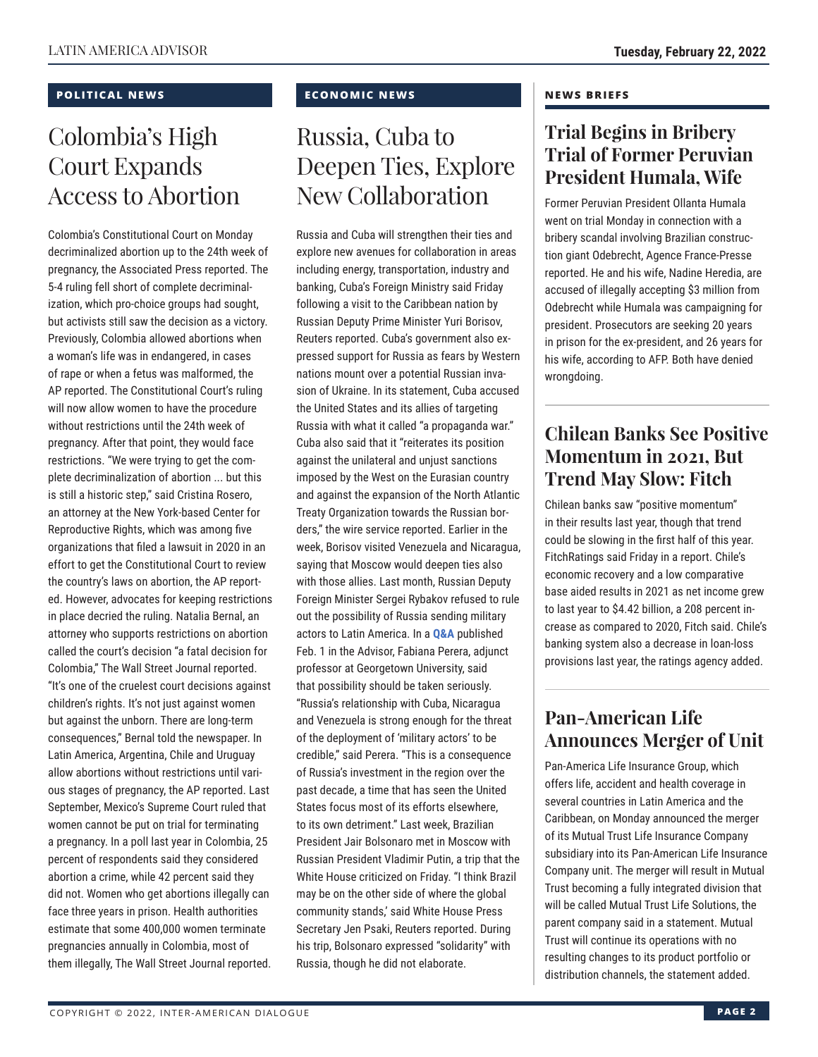## POLITICAL NEWS

# Colombia's High Court Expands Access to Abortion

Colombia's Constitutional Court on Monday decriminalized abortion up to the 24th week of pregnancy, the Associated Press reported. The 5-4 ruling fell short of complete decriminalization, which pro-choice groups had sought, but activists still saw the decision as a victory. Previously, Colombia allowed abortions when a woman's life was in endangered, in cases of rape or when a fetus was malformed, the AP reported. The Constitutional Court's ruling will now allow women to have the procedure without restrictions until the 24th week of pregnancy. After that point, they would face restrictions. "We were trying to get the complete decriminalization of abortion ... but this is still a historic step," said Cristina Rosero, an attorney at the New York-based Center for Reproductive Rights, which was among five organizations that filed a lawsuit in 2020 in an effort to get the Constitutional Court to review the country's laws on abortion, the AP reported. However, advocates for keeping restrictions in place decried the ruling. Natalia Bernal, an attorney who supports restrictions on abortion called the court's decision "a fatal decision for Colombia," The Wall Street Journal reported. "It's one of the cruelest court decisions against children's rights. It's not just against women but against the unborn. There are long-term consequences," Bernal told the newspaper. In Latin America, Argentina, Chile and Uruguay allow abortions without restrictions until various stages of pregnancy, the AP reported. Last September, Mexico's Supreme Court ruled that women cannot be put on trial for terminating a pregnancy. In a poll last year in Colombia, 25 percent of respondents said they considered abortion a crime, while 42 percent said they did not. Women who get abortions illegally can face three years in prison. Health authorities estimate that some 400,000 women terminate pregnancies annually in Colombia, most of them illegally, The Wall Street Journal reported.

## ECONOMIC NEWS

# Russia, Cuba to Deepen Ties, Explore New Collaboration

Russia and Cuba will strengthen their ties and explore new avenues for collaboration in areas including energy, transportation, industry and banking, Cuba's Foreign Ministry said Friday following a visit to the Caribbean nation by Russian Deputy Prime Minister Yuri Borisov, Reuters reported. Cuba's government also expressed support for Russia as fears by Western nations mount over a potential Russian invasion of Ukraine. In its statement, Cuba accused the United States and its allies of targeting Russia with what it called "a propaganda war." Cuba also said that it "reiterates its position against the unilateral and unjust sanctions imposed by the West on the Eurasian country and against the expansion of the North Atlantic Treaty Organization towards the Russian borders," the wire service reported. Earlier in the week, Borisov visited Venezuela and Nicaragua, saying that Moscow would deepen ties also with those allies. Last month, Russian Deputy Foreign Minister Sergei Rybakov refused to rule out the possibility of Russia sending military actors to Latin America. In a **Q&A** published Feb. 1 in the Advisor, Fabiana Perera, adjunct professor at Georgetown University, said that possibility should be taken seriously. "Russia's relationship with Cuba, Nicaragua and Venezuela is strong enough for the threat of the deployment of 'military actors' to be credible," said Perera. "This is a consequence of Russia's investment in the region over the past decade, a time that has seen the United States focus most of its efforts elsewhere, to its own detriment." Last week, Brazilian President Jair Bolsonaro met in Moscow with Russian President Vladimir Putin, a trip that the White House criticized on Friday. "I think Brazil may be on the other side of where the global community stands,' said White House Press Secretary Jen Psaki, Reuters reported. During his trip, Bolsonaro expressed "solidarity" with Russia, though he did not elaborate.

## NEWS BRIEFS

### Trial Begins in Bribery Trial of Former Peruvian President Humala, Wife

Former Peruvian President Ollanta Humala went on trial Monday in connection with a bribery scandal involving Brazilian construction giant Odebrecht, Agence France-Presse reported. He and his wife, Nadine Heredia, are accused of illegally accepting $3 million from Odebrecht while Humala was campaigning for president. Prosecutors are seeking 20 years in prison for the ex-president, and 26 years for his wife, according to AFP. Both have denied wrongdoing.

### Chilean Banks See Positive Momentum in 2021, But Trend May Slow: Fitch

Chilean banks saw "positive momentum" in their results last year, though that trend could be slowing in the first half of this year. FitchRatings said Friday in a report. Chile's economic recovery and a low comparative base aided results in 2021 as net income grew to last year to $4.42 billion, a 208 percent increase as compared to 2020, Fitch said. Chile's banking system also a decrease in loan-loss provisions last year, the ratings agency added.

### Pan-American Life Announces Merger of Unit

Pan-America Life Insurance Group, which offers life, accident and health coverage in several countries in Latin America and the Caribbean, on Monday announced the merger of its Mutual Trust Life Insurance Company subsidiary into its Pan-American Life Insurance Company unit. The merger will result in Mutual Trust becoming a fully integrated division that will be called Mutual Trust Life Solutions, the parent company said in a statement. Mutual Trust will continue its operations with no resulting changes to its product portfolio or distribution channels, the statement added.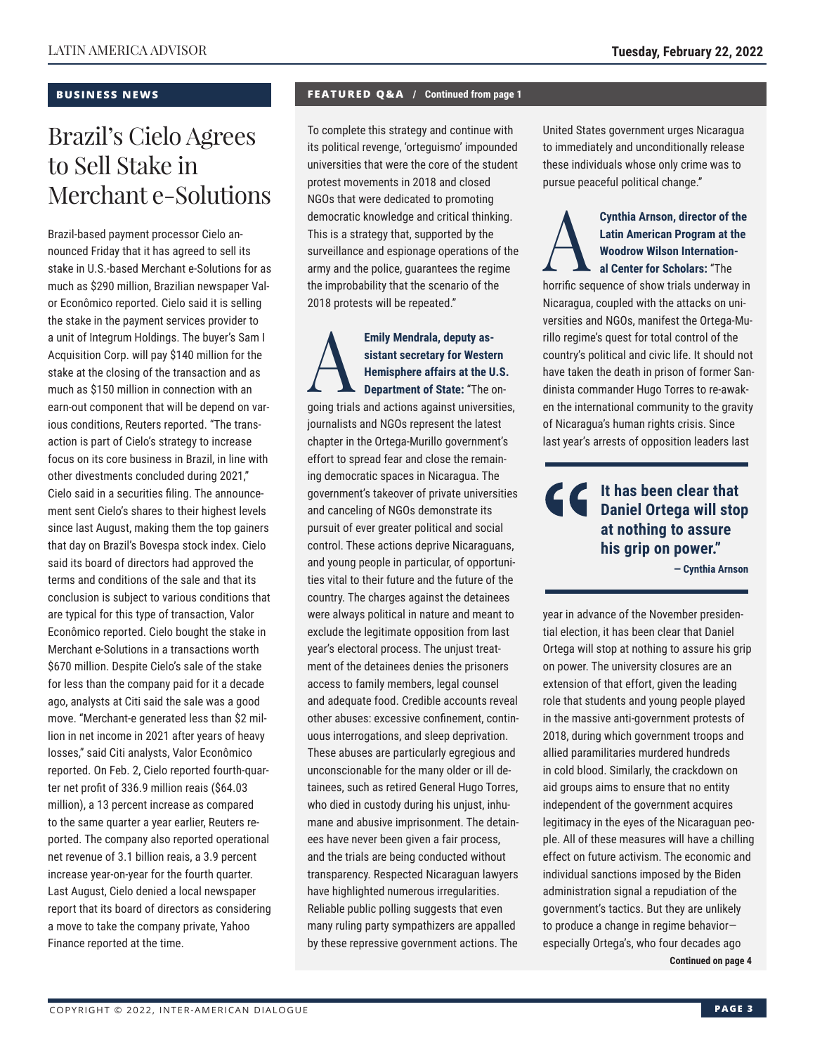## BUSINESS NEWS

# Brazil's Cielo Agrees to Sell Stake in Merchant e-Solutions

Brazil-based payment processor Cielo announced Friday that it has agreed to sell its stake in U.S.-based Merchant e-Solutions for as much as $290 million, Brazilian newspaper Valor Econômico reported. Cielo said it is selling the stake in the payment services provider to a unit of Integrum Holdings. The buyer's Sam I Acquisition Corp. will pay $140 million for the stake at the closing of the transaction and as much as $150 million in connection with an earn-out component that will be depend on various conditions, Reuters reported. "The transaction is part of Cielo's strategy to increase focus on its core business in Brazil, in line with other divestments concluded during 2021," Cielo said in a securities filing. The announcement sent Cielo's shares to their highest levels since last August, making them the top gainers that day on Brazil's Bovespa stock index. Cielo said its board of directors had approved the terms and conditions of the sale and that its conclusion is subject to various conditions that are typical for this type of transaction, Valor Econômico reported. Cielo bought the stake in Merchant e-Solutions in a transactions worth $670 million. Despite Cielo's sale of the stake for less than the company paid for it a decade ago, analysts at Citi said the sale was a good move. "Merchant-e generated less than $2 million in net income in 2021 after years of heavy losses," said Citi analysts, Valor Econômico reported. On Feb. 2, Cielo reported fourth-quarter net profit of 336.9 million reais ($64.03 million), a 13 percent increase as compared to the same quarter a year earlier, Reuters reported. The company also reported operational net revenue of 3.1 billion reais, a 3.9 percent increase year-on-year for the fourth quarter. Last August, Cielo denied a local newspaper report that its board of directors as considering a move to take the company private, Yahoo Finance reported at the time.

## FEATURED Q&A / Continued from page 1

To complete this strategy and continue with its political revenge, 'orteguismo' impounded universities that were the core of the student protest movements in 2018 and closed NGOs that were dedicated to promoting democratic knowledge and critical thinking. This is a strategy that, supported by the surveillance and espionage operations of the army and the police, guarantees the regime the improbability that the scenario of the 2018 protests will be repeated."

**A Emily Mendrala, deputy assistant secretary for Western Hemisphere affairs at the U.S. Department of State:** "The ongoing trials and actions against universities, journalists and NGOs represent the latest chapter in the Ortega-Murillo government's effort to spread fear and close the remaining democratic spaces in Nicaragua. The government's takeover of private universities and canceling of NGOs demonstrate its pursuit of ever greater political and social control. These actions deprive Nicaraguans, and young people in particular, of opportunities vital to their future and the future of the country. The charges against the detainees were always political in nature and meant to exclude the legitimate opposition from last year's electoral process. The unjust treatment of the detainees denies the prisoners access to family members, legal counsel and adequate food. Credible accounts reveal other abuses: excessive confinement, continuous interrogations, and sleep deprivation. These abuses are particularly egregious and unconscionable for the many older or ill detainees, such as retired General Hugo Torres, who died in custody during his unjust, inhumane and abusive imprisonment. The detainees have never been given a fair process, and the trials are being conducted without transparency. Respected Nicaraguan lawyers have highlighted numerous irregularities. Reliable public polling suggests that even many ruling party sympathizers are appalled by these repressive government actions. The United States government urges Nicaragua to immediately and unconditionally release these individuals whose only crime was to pursue peaceful political change."

**A Cynthia Arnson, director of the Latin American Program at the Woodrow Wilson International Center for Scholars:** "The horrific sequence of show trials underway in Nicaragua, coupled with the attacks on universities and NGOs, manifest the Ortega-Murillo regime's quest for total control of the country's political and civic life. It should not have taken the death in prison of former Sandinista commander Hugo Torres to re-awaken the international community to the gravity of Nicaragua's human rights crisis. Since last year's arrests of opposition leaders last year in advance of the November presidential election, it has been clear that Daniel Ortega will stop at nothing to assure his grip on power. The university closures are an extension of that effort, given the leading role that students and young people played in the massive anti-government protests of 2018, during which government troops and allied paramilitaries murdered hundreds in cold blood. Similarly, the crackdown on aid groups aims to ensure that no entity independent of the government acquires legitimacy in the eyes of the Nicaraguan people. All of these measures will have a chilling effect on future activism. The economic and individual sanctions imposed by the Biden administration signal a repudiation of the government's tactics. But they are unlikely to produce a change in regime behavior—especially Ortega's, who four decades ago

> **"It has been clear that Daniel Ortega will stop at nothing to assure his grip on power."**
> — Cynthia Arnson

Continued on page 4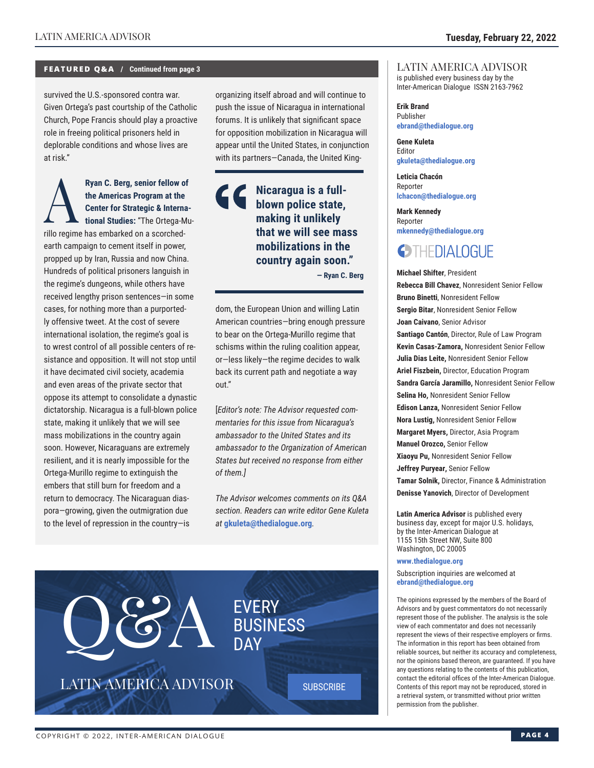**FEATURED Q&A / Continued from page 3**

survived the U.S.-sponsored contra war. Given Ortega's past courtship of the Catholic Church, Pope Francis should play a proactive role in freeing political prisoners held in deplorable conditions and whose lives are at risk."

**A** **Ryan C. Berg, senior fellow of the Americas Program at the Center for Strategic & International Studies:** "The Ortega-Murillo regime has embarked on a scorched-earth campaign to cement itself in power, propped up by Iran, Russia and now China. Hundreds of political prisoners languish in the regime's dungeons, while others have received lengthy prison sentences—in some cases, for nothing more than a purportedly offensive tweet. At the cost of severe international isolation, the regime's goal is to wrest control of all possible centers of resistance and opposition. It will not stop until it have decimated civil society, academia and even areas of the private sector that oppose its attempt to consolidate a dynastic dictatorship. Nicaragua is a full-blown police state, making it unlikely that we will see mass mobilizations in the country again soon. However, Nicaraguans are extremely resilient, and it is nearly impossible for the Ortega-Murillo regime to extinguish the embers that still burn for freedom and a return to democracy. The Nicaraguan diaspora—growing, given the outmigration due to the level of repression in the country—is organizing itself abroad and will continue to push the issue of Nicaragua in international forums. It is unlikely that significant space for opposition mobilization in Nicaragua will appear until the United States, in conjunction with its partners—Canada, the United Kingdom, the European Union and willing Latin American countries—bring enough pressure to bear on the Ortega-Murillo regime that schisms within the ruling coalition appear, or—less likely—the regime decides to walk back its current path and negotiate a way out."

> **"Nicaragua is a full-blown police state, making it unlikely that we will see mass mobilizations in the country again soon."**
> **— Ryan C. Berg**

[*Editor's note: The Advisor requested commentaries for this issue from Nicaragua's ambassador to the United States and its ambassador to the Organization of American States but received no response from either of them.*]

*The Advisor welcomes comments on its Q&A section. Readers can write editor Gene Kuleta at* **gkuleta@thedialogue.org**.

Q&A EVERY BUSINESS DAY

LATIN AMERICA ADVISOR

SUBSCRIBE

LATIN AMERICA ADVISOR
is published every business day by the Inter-American Dialogue ISSN 2163-7962

**Erik Brand**
Publisher
**ebrand@thedialogue.org**

**Gene Kuleta**
Editor
**gkuleta@thedialogue.org**

**Leticia Chacón**
Reporter
**lchacon@thedialogue.org**

**Mark Kennedy**
Reporter
**mkennedy@thedialogue.org**

THEDIALOGUE

**Michael Shifter**, President
**Rebecca Bill Chavez**, Nonresident Senior Fellow
**Bruno Binetti**, Nonresident Fellow
**Sergio Bitar**, Nonresident Senior Fellow
**Joan Caivano**, Senior Advisor
**Santiago Cantón**, Director, Rule of Law Program
**Kevin Casas-Zamora,** Nonresident Senior Fellow
**Julia Dias Leite,** Nonresident Senior Fellow
**Ariel Fiszbein,** Director, Education Program
**Sandra García Jaramillo,** Nonresident Senior Fellow
**Selina Ho,** Nonresident Senior Fellow
**Edison Lanza,** Nonresident Senior Fellow
**Nora Lustig,** Nonresident Senior Fellow
**Margaret Myers,** Director, Asia Program
**Manuel Orozco,** Senior Fellow
**Xiaoyu Pu,** Nonresident Senior Fellow
**Jeffrey Puryear,** Senior Fellow
**Tamar Solnik,** Director, Finance & Administration
**Denisse Yanovich**, Director of Development

**Latin America Advisor** is published every business day, except for major U.S. holidays, by the Inter-American Dialogue at
1155 15th Street NW, Suite 800
Washington, DC 20005

**www.thedialogue.org**

Subscription inquiries are welcomed at
**ebrand@thedialogue.org**

The opinions expressed by the members of the Board of Advisors and by guest commentators do not necessarily represent those of the publisher. The analysis is the sole view of each commentator and does not necessarily represent the views of their respective employers or firms. The information in this report has been obtained from reliable sources, but neither its accuracy and completeness, nor the opinions based thereon, are guaranteed. If you have any questions relating to the contents of this publication, contact the editorial offices of the Inter-American Dialogue. Contents of this report may not be reproduced, stored in a retrieval system, or transmitted without prior written permission from the publisher.